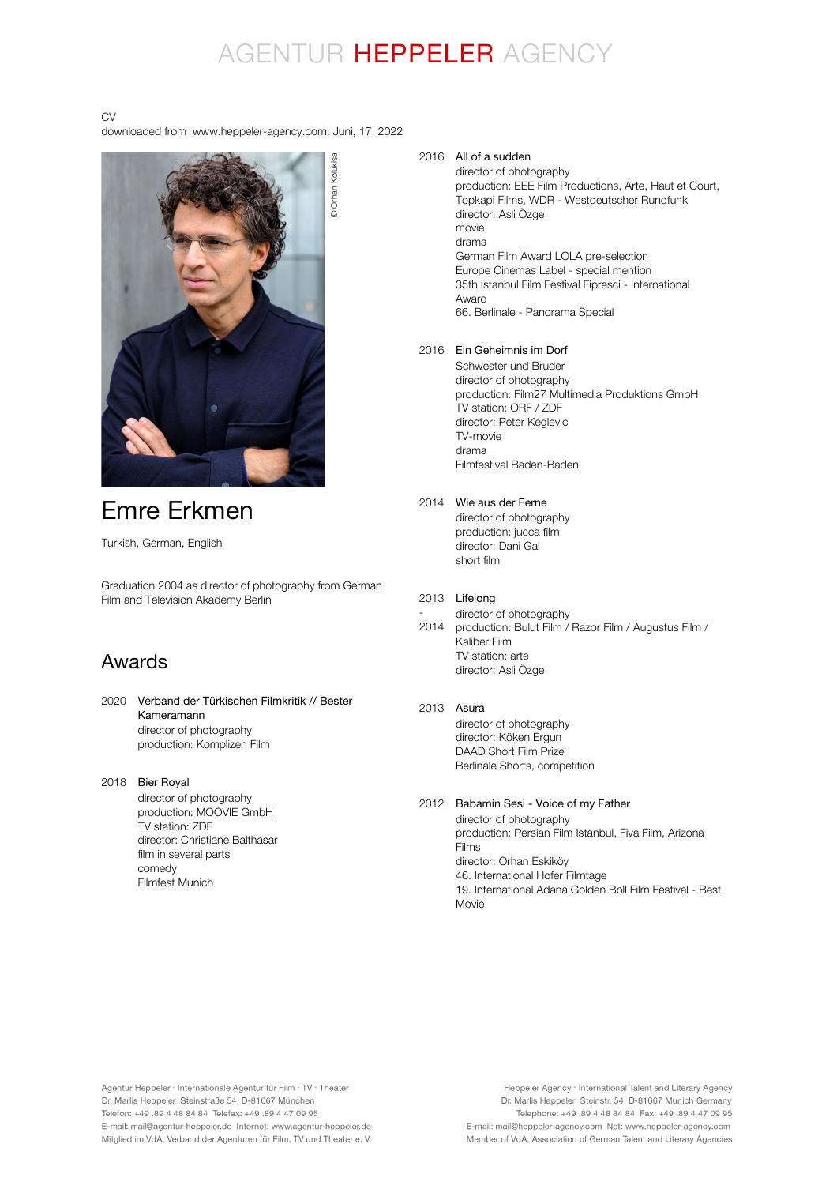# AGENTUR HEPPELER AGENCY

CV
downloaded from www.heppeler-agency.com: Juni, 17. 2022

© Orhan Kolukisa

# Emre Erkmen

Turkish, German, English

Graduation 2004 as director of photography from German Film and Television Akademy Berlin

## Awards

2020 Verband der Türkischen Filmkritik // Bester Kameramann
director of photography
production: Komplizen Film

2018 Bier Royal
director of photography
production: MOOVIE GmbH
TV station: ZDF
director: Christiane Balthasar
film in several parts
comedy
Filmfest Munich

2016 All of a sudden
director of photography
production: EEE Film Productions, Arte, Haut et Court, Topkapi Films, WDR - Westdeutscher Rundfunk
director: Asli Özge
movie
drama
German Film Award LOLA pre-selection
Europe Cinemas Label - special mention
35th Istanbul Film Festival Fipresci - International Award
66. Berlinale - Panorama Special

2016 Ein Geheimnis im Dorf
Schwester und Bruder
director of photography
production: Film27 Multimedia Produktions GmbH
TV station: ORF / ZDF
director: Peter Keglevic
TV-movie
drama
Filmfestival Baden-Baden

2014 Wie aus der Ferne
director of photography
production: jucca film
director: Dani Gal
short film

2013 - 2014 Lifelong
director of photography
production: Bulut Film / Razor Film / Augustus Film / Kaliber Film
TV station: arte
director: Asli Özge

2013 Asura
director of photography
director: Köken Ergun
DAAD Short Film Prize
Berlinale Shorts, competition

2012 Babamin Sesi - Voice of my Father
director of photography
production: Persian Film Istanbul, Fiva Film, Arizona Films
director: Orhan Eskiköy
46. International Hofer Filmtage
19. International Adana Golden Boll Film Festival - Best Movie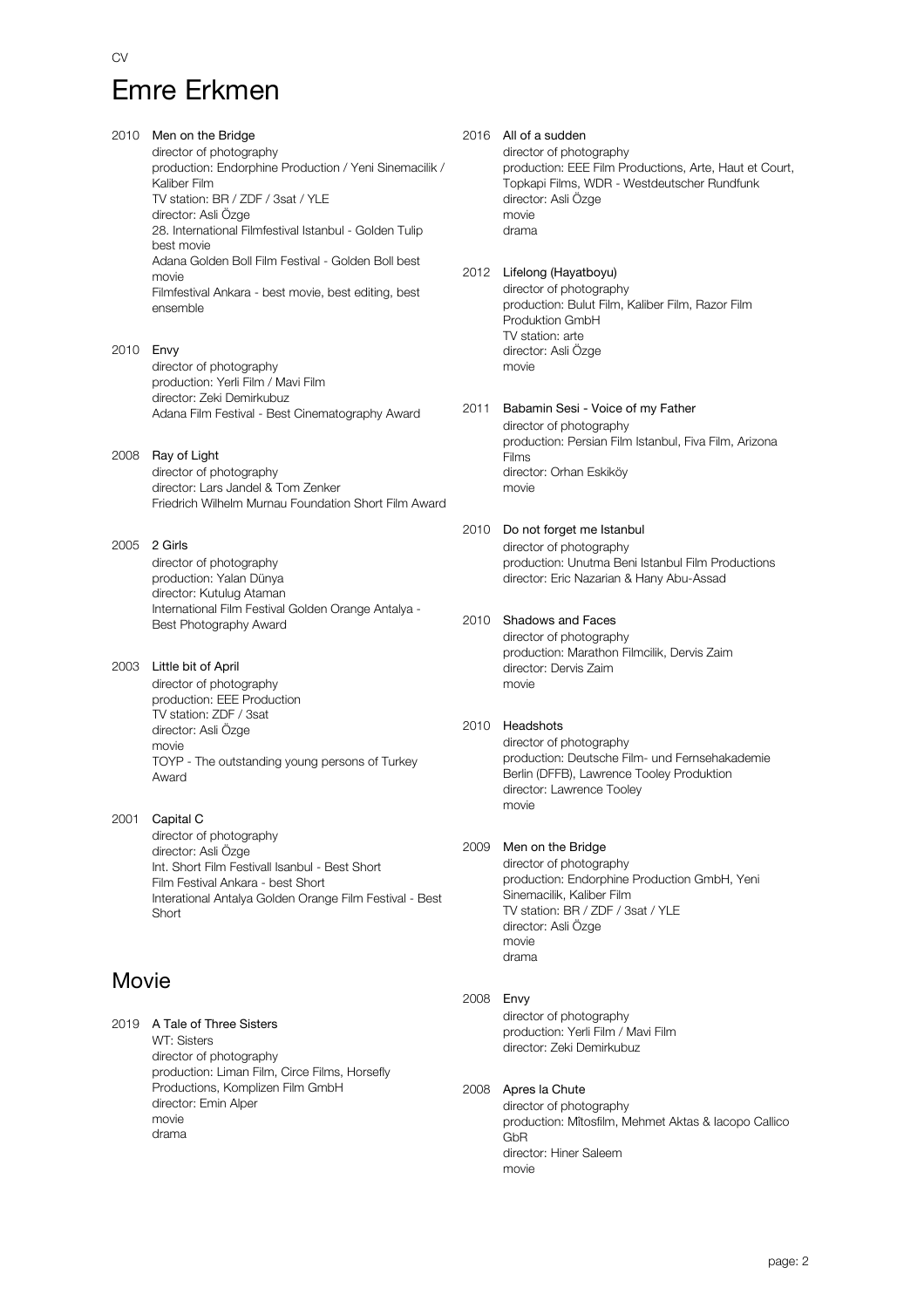# Emre Erkmen

2010 Men on the Bridge
director of photography
production: Endorphine Production / Yeni Sinemacilik / Kaliber Film
TV station: BR / ZDF / 3sat / YLE
director: Asli Özge
28. International Filmfestival Istanbul - Golden Tulip best movie
Adana Golden Boll Film Festival - Golden Boll best movie
Filmfestival Ankara - best movie, best editing, best ensemble

2010 Envy
director of photography
production: Yerli Film / Mavi Film
director: Zeki Demirkubuz
Adana Film Festival - Best Cinematography Award

2008 Ray of Light
director of photography
director: Lars Jandel & Tom Zenker
Friedrich Wilhelm Murnau Foundation Short Film Award

2005 2 Girls
director of photography
production: Yalan Dünya
director: Kutulug Ataman
International Film Festival Golden Orange Antalya - Best Photography Award

2003 Little bit of April
director of photography
production: EEE Production
TV station: ZDF / 3sat
director: Asli Özge
movie
TOYP - The outstanding young persons of Turkey Award

2001 Capital C
director of photography
director: Asli Özge
Int. Short Film Festivall Isanbul - Best Short
Film Festival Ankara - best Short
Interational Antalya Golden Orange Film Festival - Best Short

## Movie

2019 A Tale of Three Sisters
WT: Sisters
director of photography
production: Liman Film, Circe Films, Horsefly Productions, Komplizen Film GmbH
director: Emin Alper
movie
drama

2016 All of a sudden
director of photography
production: EEE Film Productions, Arte, Haut et Court, Topkapi Films, WDR - Westdeutscher Rundfunk
director: Asli Özge
movie
drama

2012 Lifelong (Hayatboyu)
director of photography
production: Bulut Film, Kaliber Film, Razor Film Produktion GmbH
TV station: arte
director: Asli Özge
movie

2011 Babamin Sesi - Voice of my Father
director of photography
production: Persian Film Istanbul, Fiva Film, Arizona Films
director: Orhan Eskiköy
movie

2010 Do not forget me Istanbul
director of photography
production: Unutma Beni Istanbul Film Productions
director: Eric Nazarian & Hany Abu-Assad

2010 Shadows and Faces
director of photography
production: Marathon Filmcilik, Dervis Zaim
director: Dervis Zaim
movie

2010 Headshots
director of photography
production: Deutsche Film- und Fernsehakademie Berlin (DFFB), Lawrence Tooley Produktion
director: Lawrence Tooley
movie

2009 Men on the Bridge
director of photography
production: Endorphine Production GmbH, Yeni Sinemacilik, Kaliber Film
TV station: BR / ZDF / 3sat / YLE
director: Asli Özge
movie
drama

2008 Envy
director of photography
production: Yerli Film / Mavi Film
director: Zeki Demirkubuz

2008 Apres la Chute
director of photography
production: Mîtosfilm, Mehmet Aktas & Iacopo Callico GbR
director: Hiner Saleem
movie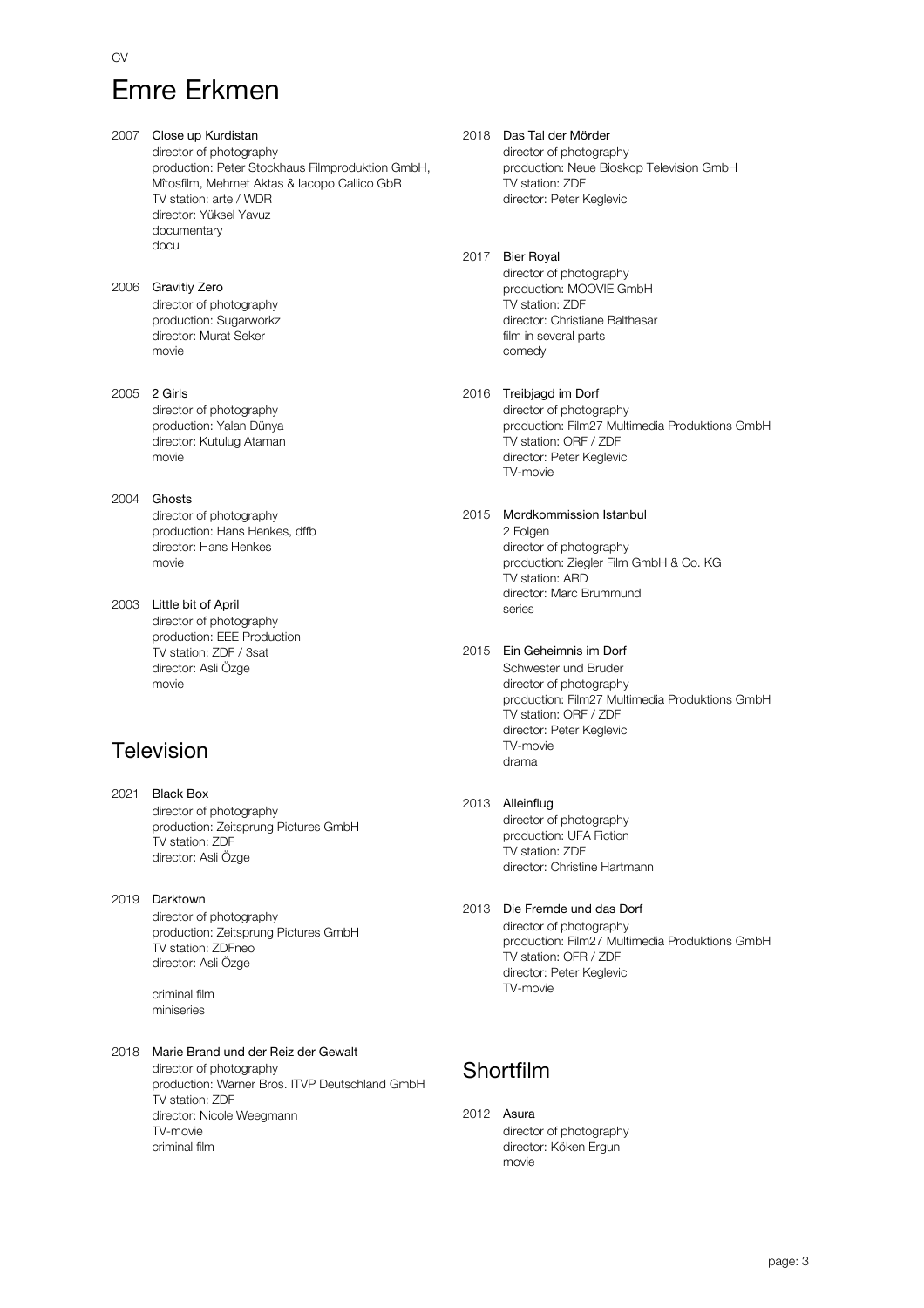CV

# Emre Erkmen

2007 Close up Kurdistan
director of photography
production: Peter Stockhaus Filmproduktion GmbH, Mîtosfilm, Mehmet Aktas & Iacopo Callico GbR
TV station: arte / WDR
director: Yüksel Yavuz
documentary
docu

2006 Gravitiy Zero
director of photography
production: Sugarworkz
director: Murat Seker
movie

2005 2 Girls
director of photography
production: Yalan Dünya
director: Kutulug Ataman
movie

2004 Ghosts
director of photography
production: Hans Henkes, dffb
director: Hans Henkes
movie

2003 Little bit of April
director of photography
production: EEE Production
TV station: ZDF / 3sat
director: Asli Özge
movie

## Television

2021 Black Box
director of photography
production: Zeitsprung Pictures GmbH
TV station: ZDF
director: Asli Özge

2019 Darktown
director of photography
production: Zeitsprung Pictures GmbH
TV station: ZDFneo
director: Asli Özge

criminal film
miniseries

2018 Marie Brand und der Reiz der Gewalt
director of photography
production: Warner Bros. ITVP Deutschland GmbH
TV station: ZDF
director: Nicole Weegmann
TV-movie
criminal film

2018 Das Tal der Mörder
director of photography
production: Neue Bioskop Television GmbH
TV station: ZDF
director: Peter Keglevic

2017 Bier Royal
director of photography
production: MOOVIE GmbH
TV station: ZDF
director: Christiane Balthasar
film in several parts
comedy

2016 Treibjagd im Dorf
director of photography
production: Film27 Multimedia Produktions GmbH
TV station: ORF / ZDF
director: Peter Keglevic
TV-movie

2015 Mordkommission Istanbul
2 Folgen
director of photography
production: Ziegler Film GmbH & Co. KG
TV station: ARD
director: Marc Brummund
series

2015 Ein Geheimnis im Dorf
Schwester und Bruder
director of photography
production: Film27 Multimedia Produktions GmbH
TV station: ORF / ZDF
director: Peter Keglevic
TV-movie
drama

2013 Alleinflug
director of photography
production: UFA Fiction
TV station: ZDF
director: Christine Hartmann

2013 Die Fremde und das Dorf
director of photography
production: Film27 Multimedia Produktions GmbH
TV station: OFR / ZDF
director: Peter Keglevic
TV-movie

## Shortfilm

2012 Asura
director of photography
director: Köken Ergun
movie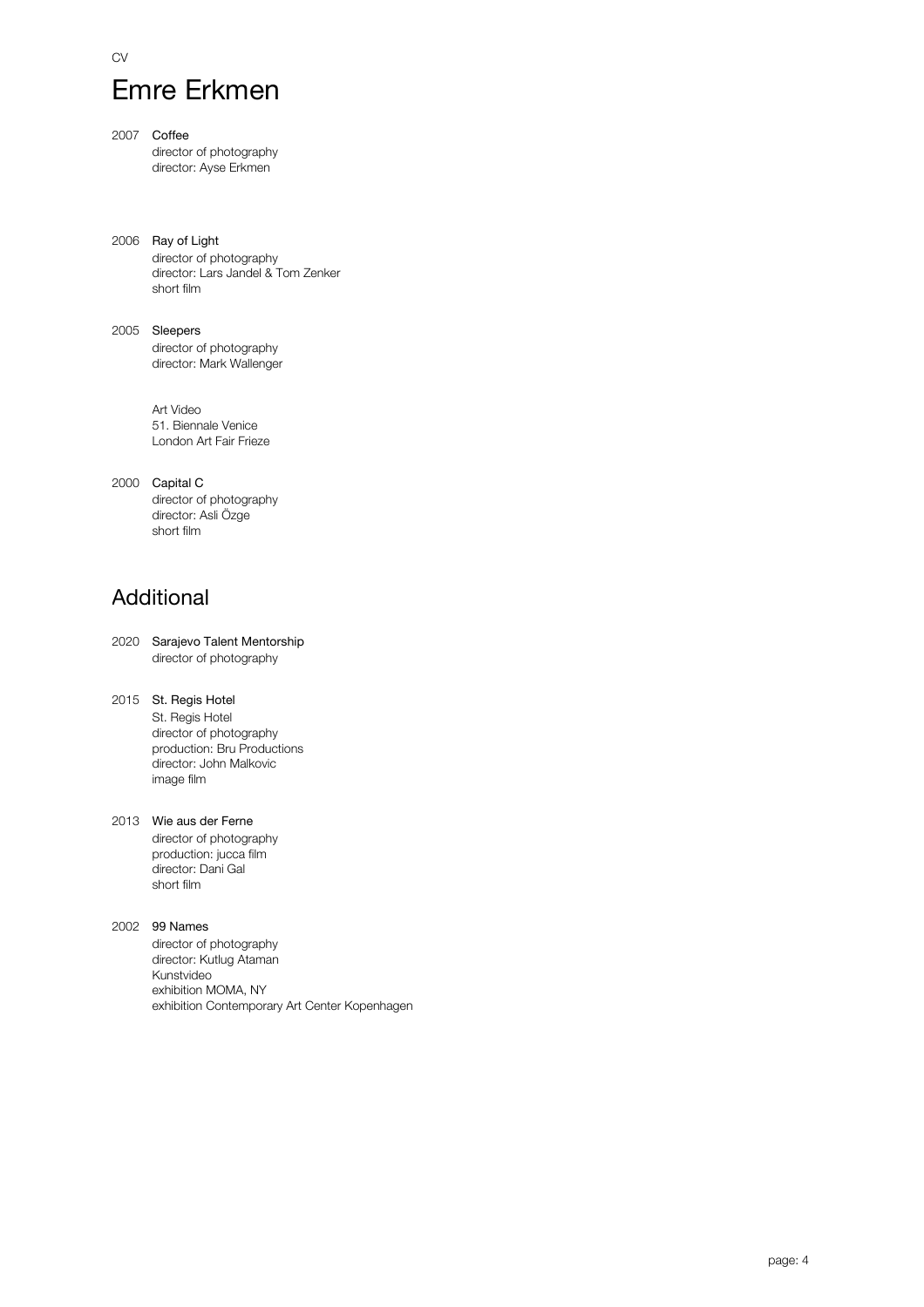CV

# Emre Erkmen

2007 **Coffee**
director of photography
director: Ayse Erkmen

2006 **Ray of Light**
director of photography
director: Lars Jandel & Tom Zenker
short film

2005 **Sleepers**
director of photography
director: Mark Wallenger

Art Video
51. Biennale Venice
London Art Fair Frieze

2000 **Capital C**
director of photography
director: Asli Özge
short film

## Additional

2020 **Sarajevo Talent Mentorship**
director of photography

2015 **St. Regis Hotel**
St. Regis Hotel
director of photography
production: Bru Productions
director: John Malkovic
image film

2013 **Wie aus der Ferne**
director of photography
production: jucca film
director: Dani Gal
short film

2002 **99 Names**
director of photography
director: Kutlug Ataman
Kunstvideo
exhibition MOMA, NY
exhibition Contemporary Art Center Kopenhagen